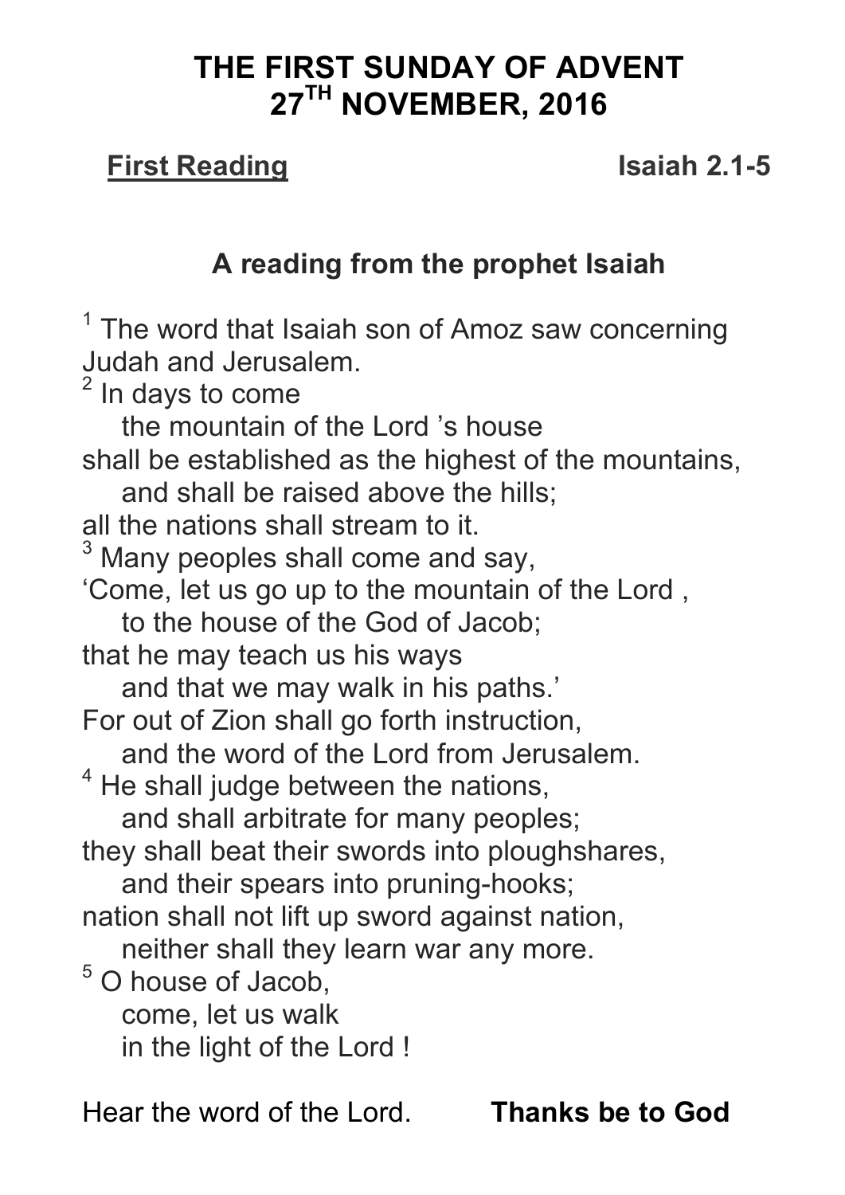# THE FIRST SUNDAY OF ADVENT
# 27TH NOVEMBER, 2016

**First Reading** **Isaiah 2.1-5**

### A reading from the prophet Isaiah

[1] The word that Isaiah son of Amoz saw concerning Judah and Jerusalem.
[2] In days to come
the mountain of the Lord 's house
shall be established as the highest of the mountains,
and shall be raised above the hills;
all the nations shall stream to it.
[3] Many peoples shall come and say,
'Come, let us go up to the mountain of the Lord ,
to the house of the God of Jacob;
that he may teach us his ways
and that we may walk in his paths.'
For out of Zion shall go forth instruction,
and the word of the Lord from Jerusalem.
[4] He shall judge between the nations,
and shall arbitrate for many peoples;
they shall beat their swords into ploughshares,
and their spears into pruning-hooks;
nation shall not lift up sword against nation,
neither shall they learn war any more.
[5] O house of Jacob,
come, let us walk
in the light of the Lord !

Hear the word of the Lord. **Thanks be to God**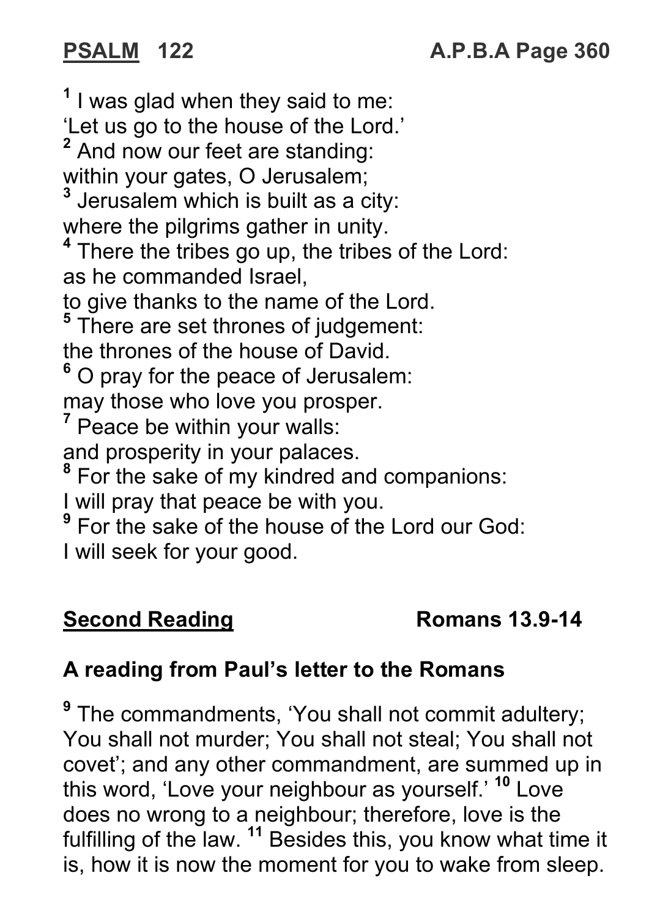## PSALM 122 — A.P.B.A Page 360

[1] I was glad when they said to me:
'Let us go to the house of the Lord.'
[2] And now our feet are standing:
within your gates, O Jerusalem;
[3] Jerusalem which is built as a city:
where the pilgrims gather in unity.
[4] There the tribes go up, the tribes of the Lord:
as he commanded Israel,
to give thanks to the name of the Lord.
[5] There are set thrones of judgement:
the thrones of the house of David.
[6] O pray for the peace of Jerusalem:
may those who love you prosper.
[7] Peace be within your walls:
and prosperity in your palaces.
[8] For the sake of my kindred and companions:
I will pray that peace be with you.
[9] For the sake of the house of the Lord our God:
I will seek for your good.

## Second Reading — Romans 13.9-14

**A reading from Paul's letter to the Romans**

[9] The commandments, 'You shall not commit adultery; You shall not murder; You shall not steal; You shall not covet'; and any other commandment, are summed up in this word, 'Love your neighbour as yourself.' [10] Love does no wrong to a neighbour; therefore, love is the fulfilling of the law. [11] Besides this, you know what time it is, how it is now the moment for you to wake from sleep.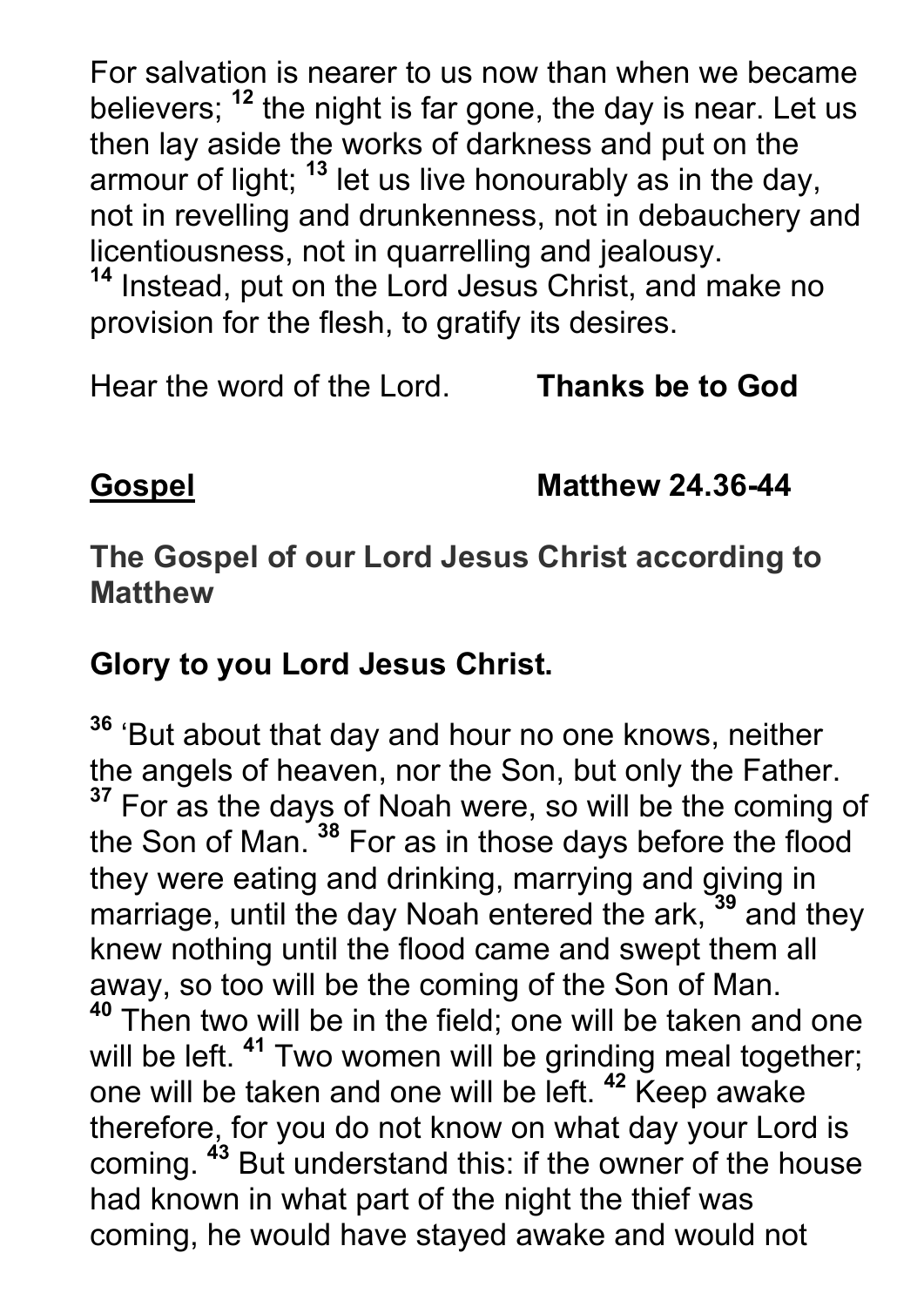For salvation is nearer to us now than when we became believers; [12] the night is far gone, the day is near. Let us then lay aside the works of darkness and put on the armour of light; [13] let us live honourably as in the day, not in revelling and drunkenness, not in debauchery and licentiousness, not in quarrelling and jealousy. [14] Instead, put on the Lord Jesus Christ, and make no provision for the flesh, to gratify its desires.

Hear the word of the Lord. **Thanks be to God**

**Gospel** **Matthew 24.36-44**

**The Gospel of our Lord Jesus Christ according to Matthew**

**Glory to you Lord Jesus Christ.**

[36] 'But about that day and hour no one knows, neither the angels of heaven, nor the Son, but only the Father. [37] For as the days of Noah were, so will be the coming of the Son of Man. [38] For as in those days before the flood they were eating and drinking, marrying and giving in marriage, until the day Noah entered the ark, [39] and they knew nothing until the flood came and swept them all away, so too will be the coming of the Son of Man. [40] Then two will be in the field; one will be taken and one will be left. [41] Two women will be grinding meal together; one will be taken and one will be left. [42] Keep awake therefore, for you do not know on what day your Lord is coming. [43] But understand this: if the owner of the house had known in what part of the night the thief was coming, he would have stayed awake and would not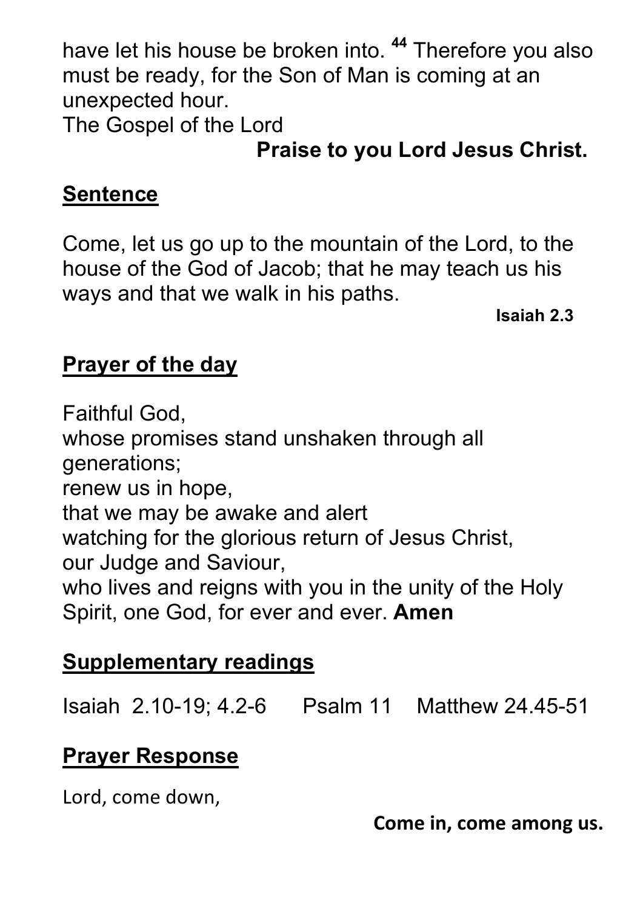have let his house be broken into. [44] Therefore you also must be ready, for the Son of Man is coming at an unexpected hour.
The Gospel of the Lord

**Praise to you Lord Jesus Christ.**

## Sentence

Come, let us go up to the mountain of the Lord, to the house of the God of Jacob; that he may teach us his ways and that we walk in his paths.

**Isaiah 2.3**

## Prayer of the day

Faithful God,
whose promises stand unshaken through all generations;
renew us in hope,
that we may be awake and alert
watching for the glorious return of Jesus Christ,
our Judge and Saviour,
who lives and reigns with you in the unity of the Holy Spirit, one God, for ever and ever. **Amen**

## Supplementary readings

Isaiah 2.10-19; 4.2-6 Psalm 11 Matthew 24.45-51

## Prayer Response

Lord, come down,

**Come in, come among us.**